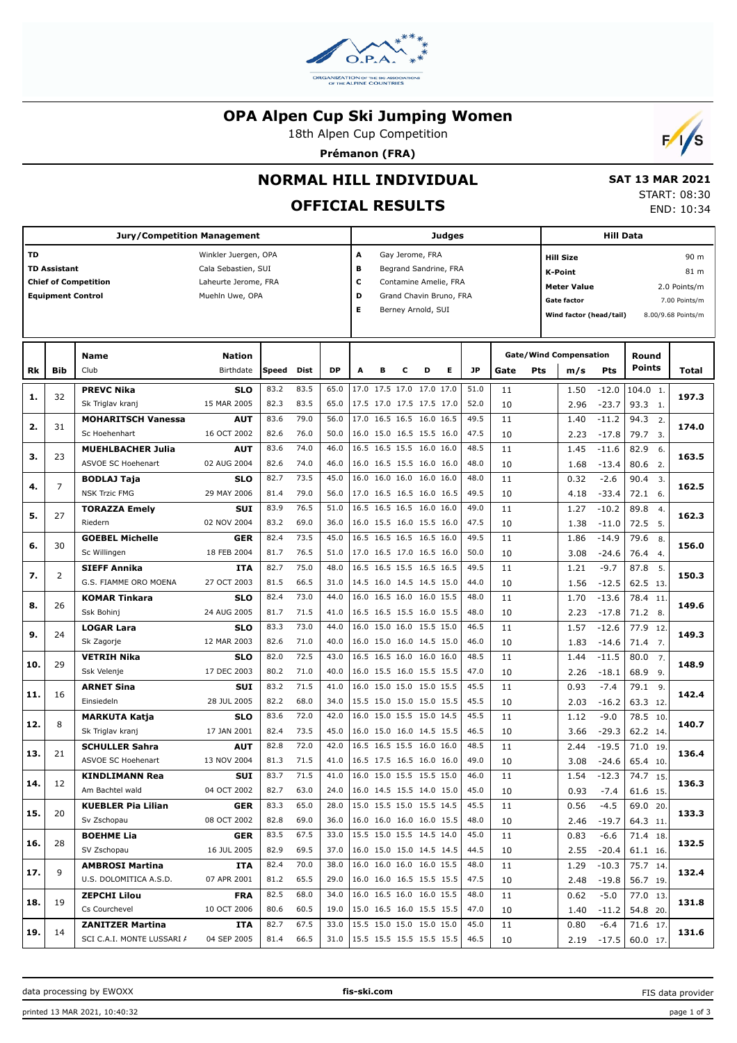# OPA Alpen Cup Ski Jumping Women

18th Alpen Cup Competition

**Prémanon (FRA)**

## NORMAL HILL INDIVIDUAL

## OFFICIAL RESULTS

**SAT 13 MAR 2021**
START: 08:30
END: 10:34

| Jury/Competition Management | | Judges | | Hill Data | |
|---|---|---|---|---|---|
| TD | Winkler Juergen, OPA | A | Gay Jerome, FRA | Hill Size | 90 m |
| TD Assistant | Cala Sebastien, SUI | B | Begrand Sandrine, FRA | K-Point | 81 m |
| Chief of Competition | Laheurte Jerome, FRA | C | Contamine Amelie, FRA | Meter Value | 2.0 Points/m |
| Equipment Control | Muehln Uwe, OPA | D | Grand Chavin Bruno, FRA | Gate factor | 7.00 Points/m |
| | | E | Berney Arnold, SUI | Wind factor (head/tail) | 8.00/9.68 Points/m |

| Rk | Bib | Name / Club | Nation / Birthdate | Speed | Dist | DP | A | B | C | D | E | JP | Gate | Pts | m/s | Pts | Round Points | Total |
|---|---|---|---|---|---|---|---|---|---|---|---|---|---|---|---|---|---|---|
| 1. | 32 | PREVC Nika | SLO | 83.2 | 83.5 | 65.0 | 17.0 | 17.5 | 17.0 | 17.0 | 17.0 | 51.0 | 11 | | 1.50 | -12.0 | 104.0 1. | 197.3 |
| | | Sk Triglav kranj | 15 MAR 2005 | 82.3 | 83.5 | 65.0 | 17.5 | 17.0 | 17.5 | 17.5 | 17.0 | 52.0 | 10 | | 2.96 | -23.7 | 93.3 1. | |
| 2. | 31 | MOHARITSCH Vanessa | AUT | 83.6 | 79.0 | 56.0 | 17.0 | 16.5 | 16.5 | 16.0 | 16.5 | 49.5 | 11 | | 1.40 | -11.2 | 94.3 2. | 174.0 |
| | | Sc Hoehenhart | 16 OCT 2002 | 82.6 | 76.0 | 50.0 | 16.0 | 15.0 | 16.5 | 15.5 | 16.0 | 47.5 | 10 | | 2.23 | -17.8 | 79.7 3. | |
| 3. | 23 | MUEHLBACHER Julia | AUT | 83.6 | 74.0 | 46.0 | 16.5 | 16.5 | 15.5 | 16.0 | 16.0 | 48.5 | 11 | | 1.45 | -11.6 | 82.9 6. | 163.5 |
| | | ASVOE SC Hoehenart | 02 AUG 2004 | 82.6 | 74.0 | 46.0 | 16.0 | 16.5 | 15.5 | 16.0 | 16.0 | 48.0 | 10 | | 1.68 | -13.4 | 80.6 2. | |
| 4. | 7 | BODLAJ Taja | SLO | 82.7 | 73.5 | 45.0 | 16.0 | 16.0 | 16.0 | 16.0 | 16.0 | 48.0 | 11 | | 0.32 | -2.6 | 90.4 3. | 162.5 |
| | | NSK Trzic FMG | 29 MAY 2006 | 81.4 | 79.0 | 56.0 | 17.0 | 16.5 | 16.5 | 16.0 | 16.5 | 49.5 | 10 | | 4.18 | -33.4 | 72.1 6. | |
| 5. | 27 | TORAZZA Emely | SUI | 83.9 | 76.5 | 51.0 | 16.5 | 16.5 | 16.5 | 16.0 | 16.0 | 49.0 | 11 | | 1.27 | -10.2 | 89.8 4. | 162.3 |
| | | Riedern | 02 NOV 2004 | 83.2 | 69.0 | 36.0 | 16.0 | 15.5 | 16.0 | 15.5 | 16.0 | 47.5 | 10 | | 1.38 | -11.0 | 72.5 5. | |
| 6. | 30 | GOEBEL Michelle | GER | 82.4 | 73.5 | 45.0 | 16.5 | 16.5 | 16.5 | 16.5 | 16.0 | 49.5 | 11 | | 1.86 | -14.9 | 79.6 8. | 156.0 |
| | | Sc Willingen | 18 FEB 2004 | 81.7 | 76.5 | 51.0 | 17.0 | 16.5 | 17.0 | 16.5 | 16.0 | 50.0 | 10 | | 3.08 | -24.6 | 76.4 4. | |
| 7. | 2 | SIEFF Annika | ITA | 82.7 | 75.0 | 48.0 | 16.5 | 16.5 | 15.5 | 16.5 | 16.5 | 49.5 | 11 | | 1.21 | -9.7 | 87.8 5. | 150.3 |
| | | G.S. FIAMME ORO MOENA | 27 OCT 2003 | 81.5 | 66.5 | 31.0 | 14.5 | 16.0 | 14.5 | 14.5 | 15.0 | 44.0 | 10 | | 1.56 | -12.5 | 62.5 13. | |
| 8. | 26 | KOMAR Tinkara | SLO | 82.4 | 73.0 | 44.0 | 16.0 | 16.5 | 16.0 | 16.0 | 15.5 | 48.0 | 11 | | 1.70 | -13.6 | 78.4 11. | 149.6 |
| | | Ssk Bohinj | 24 AUG 2005 | 81.7 | 71.5 | 41.0 | 16.5 | 16.5 | 15.5 | 16.0 | 15.5 | 48.0 | 10 | | 2.23 | -17.8 | 71.2 8. | |
| 9. | 24 | LOGAR Lara | SLO | 83.3 | 73.0 | 44.0 | 16.0 | 15.0 | 16.0 | 15.5 | 15.0 | 46.5 | 11 | | 1.57 | -12.6 | 77.9 12. | 149.3 |
| | | Sk Zagorje | 12 MAR 2003 | 82.6 | 71.0 | 40.0 | 16.0 | 15.0 | 16.0 | 14.5 | 15.0 | 46.0 | 10 | | 1.83 | -14.6 | 71.4 7. | |
| 10. | 29 | VETRIH Nika | SLO | 82.0 | 72.5 | 43.0 | 16.5 | 16.5 | 16.0 | 16.0 | 16.0 | 48.5 | 11 | | 1.44 | -11.5 | 80.0 7. | 148.9 |
| | | Ssk Velenje | 17 DEC 2003 | 80.2 | 71.0 | 40.0 | 16.0 | 15.5 | 16.0 | 15.5 | 15.5 | 47.0 | 10 | | 2.26 | -18.1 | 68.9 9. | |
| 11. | 16 | ARNET Sina | SUI | 83.2 | 71.5 | 41.0 | 16.0 | 15.0 | 15.0 | 15.0 | 15.5 | 45.5 | 11 | | 0.93 | -7.4 | 79.1 9. | 142.4 |
| | | Einsiedeln | 28 JUL 2005 | 82.2 | 68.0 | 34.0 | 15.5 | 15.0 | 15.0 | 15.0 | 15.5 | 45.5 | 10 | | 2.03 | -16.2 | 63.3 12. | |
| 12. | 8 | MARKUTA Katja | SLO | 83.6 | 72.0 | 42.0 | 16.0 | 15.0 | 15.5 | 15.0 | 14.5 | 45.5 | 11 | | 1.12 | -9.0 | 78.5 10. | 140.7 |
| | | Sk Triglav kranj | 17 JAN 2001 | 82.4 | 73.5 | 45.0 | 16.0 | 15.0 | 16.0 | 14.5 | 15.5 | 46.5 | 10 | | 3.66 | -29.3 | 62.2 14. | |
| 13. | 21 | SCHULLER Sahra | AUT | 82.8 | 72.0 | 42.0 | 16.5 | 16.5 | 15.5 | 16.5 | 16.0 | 48.5 | 11 | | 2.44 | -19.5 | 71.0 19. | 136.4 |
| | | ASVOE SC Hoehenart | 13 NOV 2004 | 81.3 | 71.5 | 41.0 | 16.5 | 17.5 | 16.5 | 16.0 | 16.0 | 49.0 | 10 | | 3.08 | -24.6 | 65.4 10. | |
| 14. | 12 | KINDLIMANN Rea | SUI | 83.7 | 71.5 | 41.0 | 16.0 | 15.0 | 15.5 | 15.5 | 15.0 | 46.0 | 11 | | 1.54 | -12.3 | 74.7 15. | 136.3 |
| | | Am Bachtel wald | 04 OCT 2002 | 82.7 | 63.0 | 24.0 | 16.0 | 14.5 | 15.5 | 14.0 | 15.0 | 45.0 | 10 | | 0.93 | -7.4 | 61.6 15. | |
| 15. | 20 | KUEBLER Pia Lilian | GER | 83.3 | 65.0 | 28.0 | 15.0 | 15.5 | 15.0 | 15.5 | 14.5 | 45.5 | 11 | | 0.56 | -4.5 | 69.0 20. | 133.3 |
| | | Sv Zschopau | 08 OCT 2002 | 82.8 | 69.0 | 36.0 | 16.0 | 16.0 | 16.0 | 16.0 | 15.5 | 48.0 | 10 | | 2.46 | -19.7 | 64.3 11. | |
| 16. | 28 | BOEHME Lia | GER | 83.5 | 67.5 | 33.0 | 15.5 | 15.0 | 15.5 | 14.5 | 14.0 | 45.0 | 11 | | 0.83 | -6.6 | 71.4 18. | 132.5 |
| | | SV Zschopau | 16 JUL 2005 | 82.9 | 69.5 | 37.0 | 16.0 | 15.0 | 15.0 | 14.5 | 14.5 | 44.5 | 10 | | 2.55 | -20.4 | 61.1 16. | |
| 17. | 9 | AMBROSI Martina | ITA | 82.4 | 70.0 | 38.0 | 16.0 | 16.0 | 16.0 | 16.0 | 15.5 | 48.0 | 11 | | 1.29 | -10.3 | 75.7 14. | 132.4 |
| | | U.S. DOLOMITICA A.S.D. | 07 APR 2001 | 81.2 | 65.5 | 29.0 | 16.0 | 16.0 | 16.0 | 15.5 | 15.5 | 47.5 | 10 | | 2.48 | -19.8 | 56.7 19. | |
| 18. | 19 | ZEPCHI Lilou | FRA | 82.5 | 68.0 | 34.0 | 16.0 | 16.5 | 16.0 | 16.0 | 15.5 | 48.0 | 11 | | 0.62 | -5.0 | 77.0 13. | 131.8 |
| | | Cs Courchevel | 10 OCT 2006 | 80.6 | 60.5 | 19.0 | 15.0 | 16.5 | 16.0 | 15.5 | 15.5 | 47.0 | 10 | | 1.40 | -11.2 | 54.8 20. | |
| 19. | 14 | ZANITZER Martina | ITA | 82.7 | 67.5 | 33.0 | 15.5 | 15.0 | 15.0 | 15.0 | 15.0 | 45.0 | 11 | | 0.80 | -6.4 | 71.6 17. | 131.6 |
| | | SCI C.A.I. MONTE LUSSARI / | 04 SEP 2005 | 81.4 | 66.5 | 31.0 | 15.5 | 15.5 | 15.5 | 15.5 | 15.5 | 46.5 | 10 | | 2.19 | -17.5 | 60.0 17. | |

data processing by EWOXX | fis-ski.com | FIS data provider

printed 13 MAR 2021, 10:40:32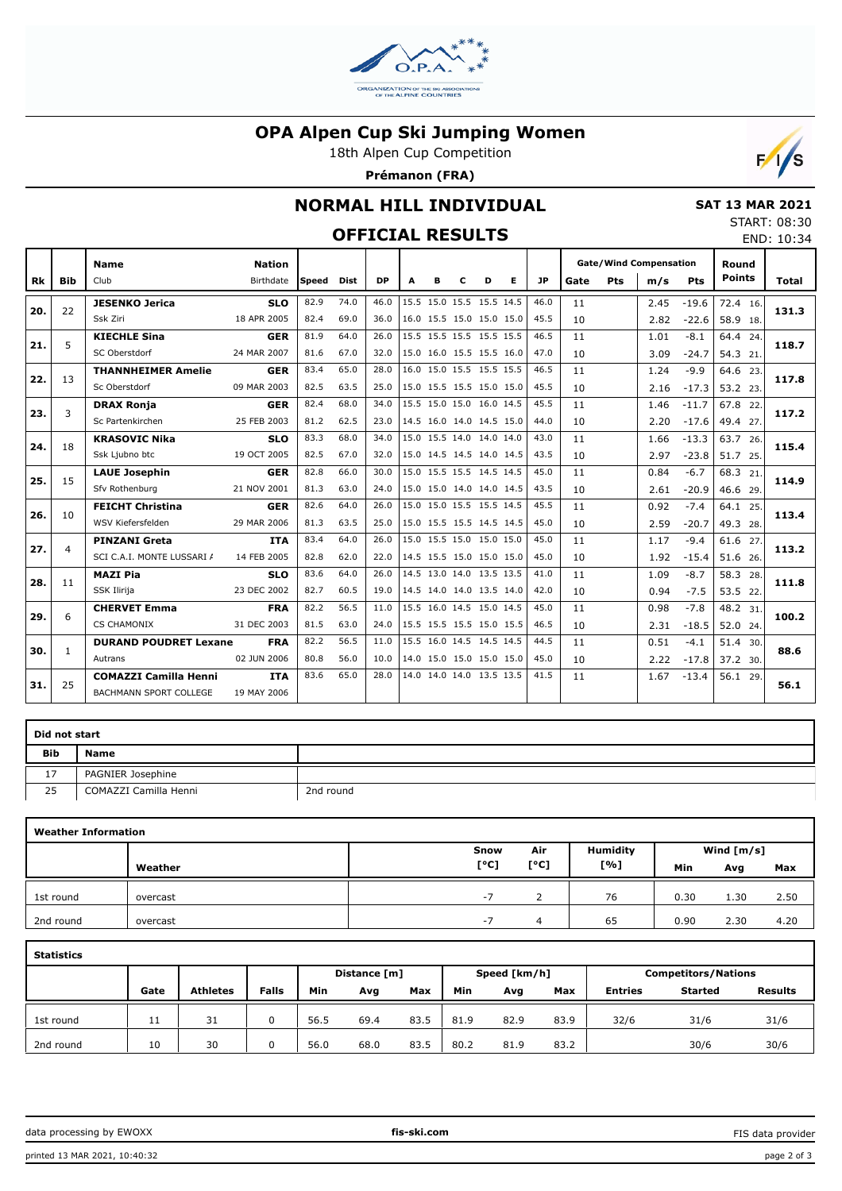# OPA Alpen Cup Ski Jumping Women

18th Alpen Cup Competition

**Prémanon (FRA)**

## NORMAL HILL INDIVIDUAL

**SAT 13 MAR 2021**

START: 08:30

END: 10:34

## OFFICIAL RESULTS

| Rk | Bib | Name / Club | Nation / Birthdate | Speed | Dist | DP | A | B | C | D | E | JP | Gate | Gate Pts | Wind m/s | Wind Pts | Round Points | Total |
|---|---|---|---|---|---|---|---|---|---|---|---|---|---|---|---|---|---|---|
| 20. | 22 | **JESENKO Jerica** | **SLO** | 82.9 | 74.0 | 46.0 | 15.5 | 15.0 | 15.5 | 15.5 | 14.5 | 46.0 | 11 | | 2.45 | -19.6 | 72.4 16. | **131.3** |
| | | Ssk Ziri | 18 APR 2005 | 82.4 | 69.0 | 36.0 | 16.0 | 15.5 | 15.0 | 15.0 | 15.0 | 45.5 | 10 | | 2.82 | -22.6 | 58.9 18. | |
| 21. | 5 | **KIECHLE Sina** | **GER** | 81.9 | 64.0 | 26.0 | 15.5 | 15.5 | 15.5 | 15.5 | 15.5 | 46.5 | 11 | | 1.01 | -8.1 | 64.4 24. | **118.7** |
| | | SC Oberstdorf | 24 MAR 2007 | 81.6 | 67.0 | 32.0 | 15.0 | 16.0 | 15.5 | 15.5 | 16.0 | 47.0 | 10 | | 3.09 | -24.7 | 54.3 21. | |
| 22. | 13 | **THANNHEIMER Amelie** | **GER** | 83.4 | 65.0 | 28.0 | 16.0 | 15.0 | 15.5 | 15.5 | 15.5 | 46.5 | 11 | | 1.24 | -9.9 | 64.6 23. | **117.8** |
| | | Sc Oberstdorf | 09 MAR 2003 | 82.5 | 63.5 | 25.0 | 15.0 | 15.5 | 15.5 | 15.0 | 15.0 | 45.5 | 10 | | 2.16 | -17.3 | 53.2 23. | |
| 23. | 3 | **DRAX Ronja** | **GER** | 82.4 | 68.0 | 34.0 | 15.5 | 15.0 | 15.0 | 16.0 | 14.5 | 45.5 | 11 | | 1.46 | -11.7 | 67.8 22. | **117.2** |
| | | Sc Partenkirchen | 25 FEB 2003 | 81.2 | 62.5 | 23.0 | 14.5 | 16.0 | 14.0 | 14.5 | 15.0 | 44.0 | 10 | | 2.20 | -17.6 | 49.4 27. | |
| 24. | 18 | **KRASOVIC Nika** | **SLO** | 83.3 | 68.0 | 34.0 | 15.0 | 15.5 | 14.0 | 14.0 | 14.0 | 43.0 | 11 | | 1.66 | -13.3 | 63.7 26. | **115.4** |
| | | Ssk Ljubno btc | 19 OCT 2005 | 82.5 | 67.0 | 32.0 | 15.0 | 14.5 | 14.5 | 14.0 | 14.5 | 43.5 | 10 | | 2.97 | -23.8 | 51.7 25. | |
| 25. | 15 | **LAUE Josephin** | **GER** | 82.8 | 66.0 | 30.0 | 15.0 | 15.5 | 15.5 | 14.5 | 14.5 | 45.0 | 11 | | 0.84 | -6.7 | 68.3 21. | **114.9** |
| | | Sfv Rothenburg | 21 NOV 2001 | 81.3 | 63.0 | 24.0 | 15.0 | 15.0 | 14.0 | 14.0 | 14.5 | 43.5 | 10 | | 2.61 | -20.9 | 46.6 29. | |
| 26. | 10 | **FEICHT Christina** | **GER** | 82.6 | 64.0 | 26.0 | 15.0 | 15.0 | 15.5 | 15.5 | 14.5 | 45.5 | 11 | | 0.92 | -7.4 | 64.1 25. | **113.4** |
| | | WSV Kiefersfelden | 29 MAR 2006 | 81.3 | 63.5 | 25.0 | 15.0 | 15.5 | 15.5 | 14.5 | 14.5 | 45.0 | 10 | | 2.59 | -20.7 | 49.3 28. | |
| 27. | 4 | **PINZANI Greta** | **ITA** | 83.4 | 64.0 | 26.0 | 15.0 | 15.5 | 15.0 | 15.0 | 15.0 | 45.0 | 11 | | 1.17 | -9.4 | 61.6 27. | **113.2** |
| | | SCI C.A.I. MONTE LUSSARI / | 14 FEB 2005 | 82.8 | 62.0 | 22.0 | 14.5 | 15.5 | 15.0 | 15.0 | 15.0 | 45.0 | 10 | | 1.92 | -15.4 | 51.6 26. | |
| 28. | 11 | **MAZI Pia** | **SLO** | 83.6 | 64.0 | 26.0 | 14.5 | 13.0 | 14.0 | 13.5 | 13.5 | 41.0 | 11 | | 1.09 | -8.7 | 58.3 28. | **111.8** |
| | | SSK Ilirija | 23 DEC 2002 | 82.7 | 60.5 | 19.0 | 14.5 | 14.0 | 14.0 | 13.5 | 14.0 | 42.0 | 10 | | 0.94 | -7.5 | 53.5 22. | |
| 29. | 6 | **CHERVET Emma** | **FRA** | 82.2 | 56.5 | 11.0 | 15.5 | 16.0 | 14.5 | 15.0 | 14.5 | 45.0 | 11 | | 0.98 | -7.8 | 48.2 31. | **100.2** |
| | | CS CHAMONIX | 31 DEC 2003 | 81.5 | 63.0 | 24.0 | 15.5 | 15.5 | 15.5 | 15.0 | 15.5 | 46.5 | 10 | | 2.31 | -18.5 | 52.0 24. | |
| 30. | 1 | **DURAND POUDRET Lexane** | **FRA** | 82.2 | 56.5 | 11.0 | 15.5 | 16.0 | 14.5 | 14.5 | 14.5 | 44.5 | 11 | | 0.51 | -4.1 | 51.4 30. | **88.6** |
| | | Autrans | 02 JUN 2006 | 80.8 | 56.0 | 10.0 | 14.0 | 15.0 | 15.0 | 15.0 | 15.0 | 45.0 | 10 | | 2.22 | -17.8 | 37.2 30. | |
| 31. | 25 | **COMAZZI Camilla Henni** | **ITA** | 83.6 | 65.0 | 28.0 | 14.0 | 14.0 | 14.0 | 13.5 | 13.5 | 41.5 | 11 | | 1.67 | -13.4 | 56.1 29. | **56.1** |
| | | BACHMANN SPORT COLLEGE | 19 MAY 2006 | | | | | | | | | | | | | | | |

### Did not start

| Bib | Name | |
|---|---|---|
| 17 | PAGNIER Josephine | |
| 25 | COMAZZI Camilla Henni | 2nd round |

### Weather Information

| | Weather | Snow [°C] | Air [°C] | Humidity [%] | Wind [m/s] Min | Avg | Max |
|---|---|---|---|---|---|---|---|
| 1st round | overcast | -7 | 2 | 76 | 0.30 | 1.30 | 2.50 |
| 2nd round | overcast | -7 | 4 | 65 | 0.90 | 2.30 | 4.20 |

### Statistics

| | Gate | Athletes | Falls | Distance [m] Min | Avg | Max | Speed [km/h] Min | Avg | Max | Entries | Started | Results |
|---|---|---|---|---|---|---|---|---|---|---|---|---|
| 1st round | 11 | 31 | 0 | 56.5 | 69.4 | 83.5 | 81.9 | 82.9 | 83.9 | 32/6 | 31/6 | 31/6 |
| 2nd round | 10 | 30 | 0 | 56.0 | 68.0 | 83.5 | 80.2 | 81.9 | 83.2 | | 30/6 | 30/6 |

data processing by EWOXX | fis-ski.com | FIS data provider

printed 13 MAR 2021, 10:40:32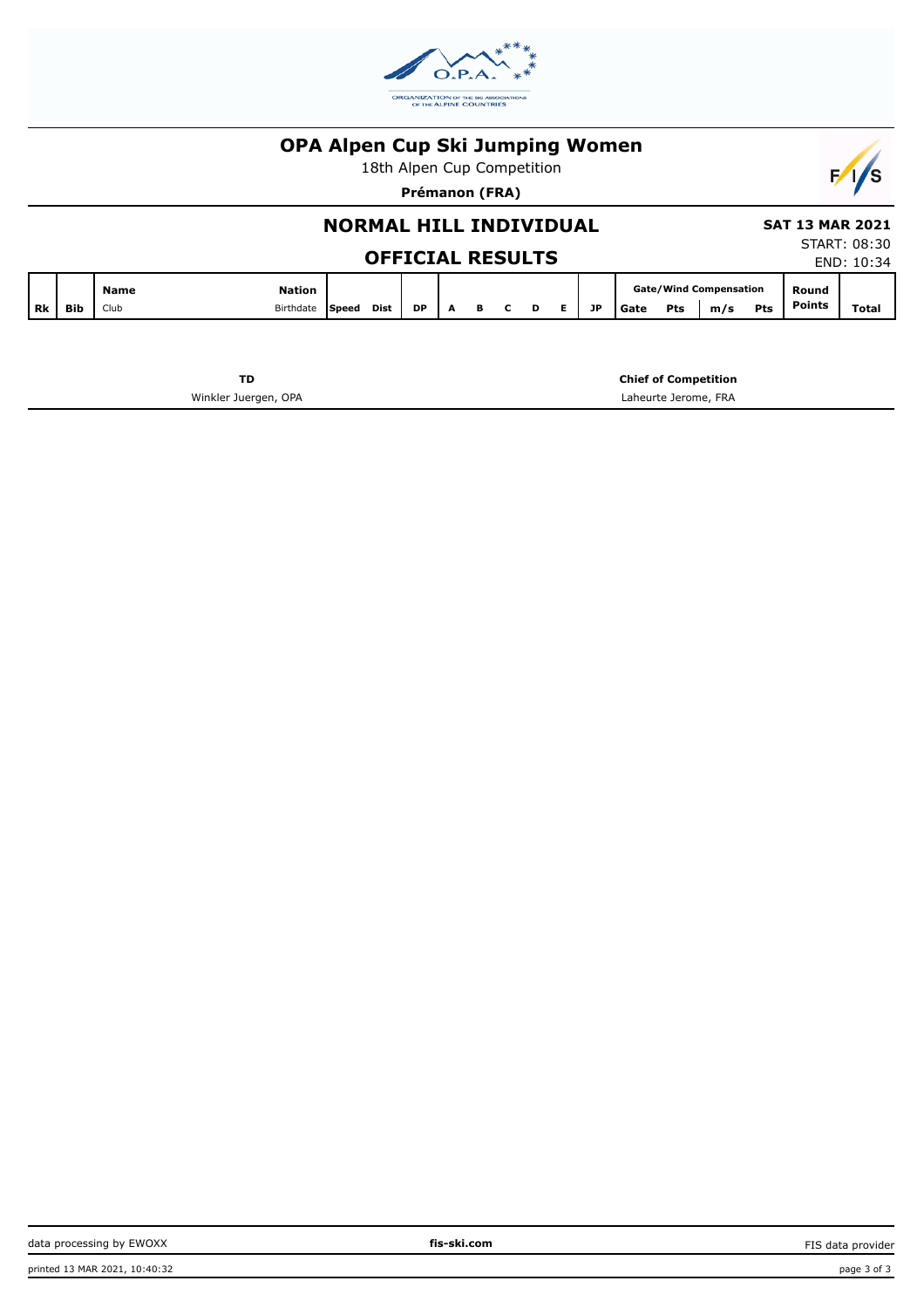# OPA Alpen Cup Ski Jumping Women

18th Alpen Cup Competition

**Prémanon (FRA)**

## NORMAL HILL INDIVIDUAL

**SAT 13 MAR 2021**

START: 08:30

END: 10:34

## OFFICIAL RESULTS

| Rk | Bib | Name<br>Club | Nation<br>Birthdate | Speed | Dist | DP | A | B | C | D | E | JP | Gate/Wind Compensation<br>Gate | Pts | m/s | Pts | Round Points | Total |
|---|---|---|---|---|---|---|---|---|---|---|---|---|---|---|---|---|---|---|

| TD | Chief of Competition |
|---|---|
| Winkler Juergen, OPA | Laheurte Jerome, FRA |

data processing by EWOXX | fis-ski.com | FIS data provider

printed 13 MAR 2021, 10:40:32